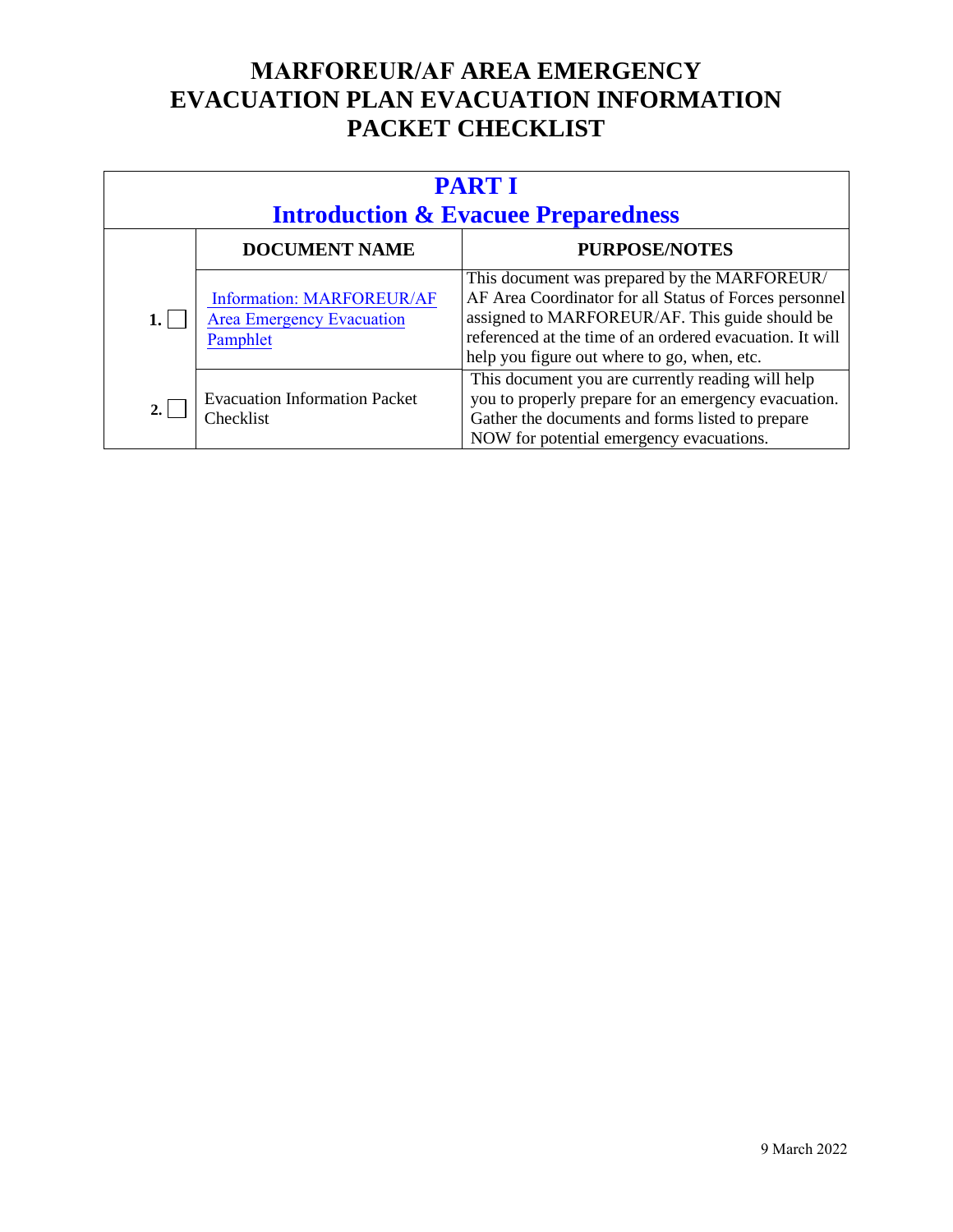# MARFOREUR/AF AREA EMERGENCY EVACUATION PLAN EVACUATION INFORMATION PACKET CHECKLIST

## PART I
## Introduction & Evacuee Preparedness

| | DOCUMENT NAME | PURPOSE/NOTES |
|---|---|---|
| 1. ☐ | Information: MARFOREUR/AF Area Emergency Evacuation Pamphlet | This document was prepared by the MARFOREUR/ AF Area Coordinator for all Status of Forces personnel assigned to MARFOREUR/AF. This guide should be referenced at the time of an ordered evacuation. It will help you figure out where to go, when, etc. |
| 2. ☐ | Evacuation Information Packet Checklist | This document you are currently reading will help you to properly prepare for an emergency evacuation. Gather the documents and forms listed to prepare NOW for potential emergency evacuations. |

9 March 2022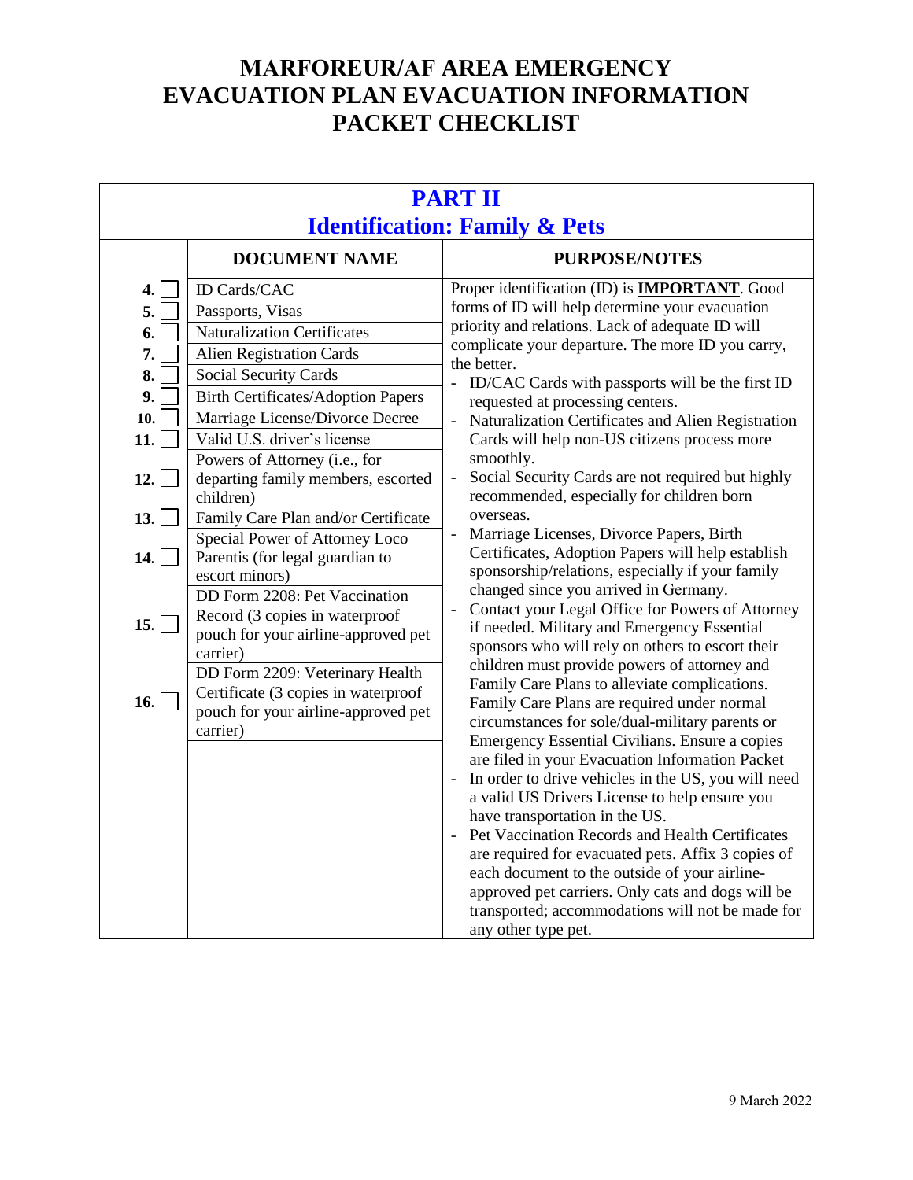# MARFOREUR/AF AREA EMERGENCY EVACUATION PLAN EVACUATION INFORMATION PACKET CHECKLIST

## PART II
## Identification: Family & Pets

| | DOCUMENT NAME | PURPOSE/NOTES |
|---|---|---|
| 4. ☐ | ID Cards/CAC | Proper identification (ID) is **IMPORTANT**. Good forms of ID will help determine your evacuation priority and relations. Lack of adequate ID will complicate your departure. The more ID you carry, the better.<br>- ID/CAC Cards with passports will be the first ID requested at processing centers.<br>- Naturalization Certificates and Alien Registration Cards will help non-US citizens process more smoothly.<br>- Social Security Cards are not required but highly recommended, especially for children born overseas.<br>- Marriage Licenses, Divorce Papers, Birth Certificates, Adoption Papers will help establish sponsorship/relations, especially if your family changed since you arrived in Germany.<br>- Contact your Legal Office for Powers of Attorney if needed. Military and Emergency Essential sponsors who will rely on others to escort their children must provide powers of attorney and Family Care Plans to alleviate complications. Family Care Plans are required under normal circumstances for sole/dual-military parents or Emergency Essential Civilians. Ensure a copies are filed in your Evacuation Information Packet<br>- In order to drive vehicles in the US, you will need a valid US Drivers License to help ensure you have transportation in the US.<br>- Pet Vaccination Records and Health Certificates are required for evacuated pets. Affix 3 copies of each document to the outside of your airline-approved pet carriers. Only cats and dogs will be transported; accommodations will not be made for any other type pet. |
| 5. ☐ | Passports, Visas | |
| 6. ☐ | Naturalization Certificates | |
| 7. ☐ | Alien Registration Cards | |
| 8. ☐ | Social Security Cards | |
| 9. ☐ | Birth Certificates/Adoption Papers | |
| 10. ☐ | Marriage License/Divorce Decree | |
| 11. ☐ | Valid U.S. driver's license | |
| 12. ☐ | Powers of Attorney (i.e., for departing family members, escorted children) | |
| 13. ☐ | Family Care Plan and/or Certificate | |
| 14. ☐ | Special Power of Attorney Loco Parentis (for legal guardian to escort minors) | |
| 15. ☐ | DD Form 2208: Pet Vaccination Record (3 copies in waterproof pouch for your airline-approved pet carrier) | |
| 16. ☐ | DD Form 2209: Veterinary Health Certificate (3 copies in waterproof pouch for your airline-approved pet carrier) | |

9 March 2022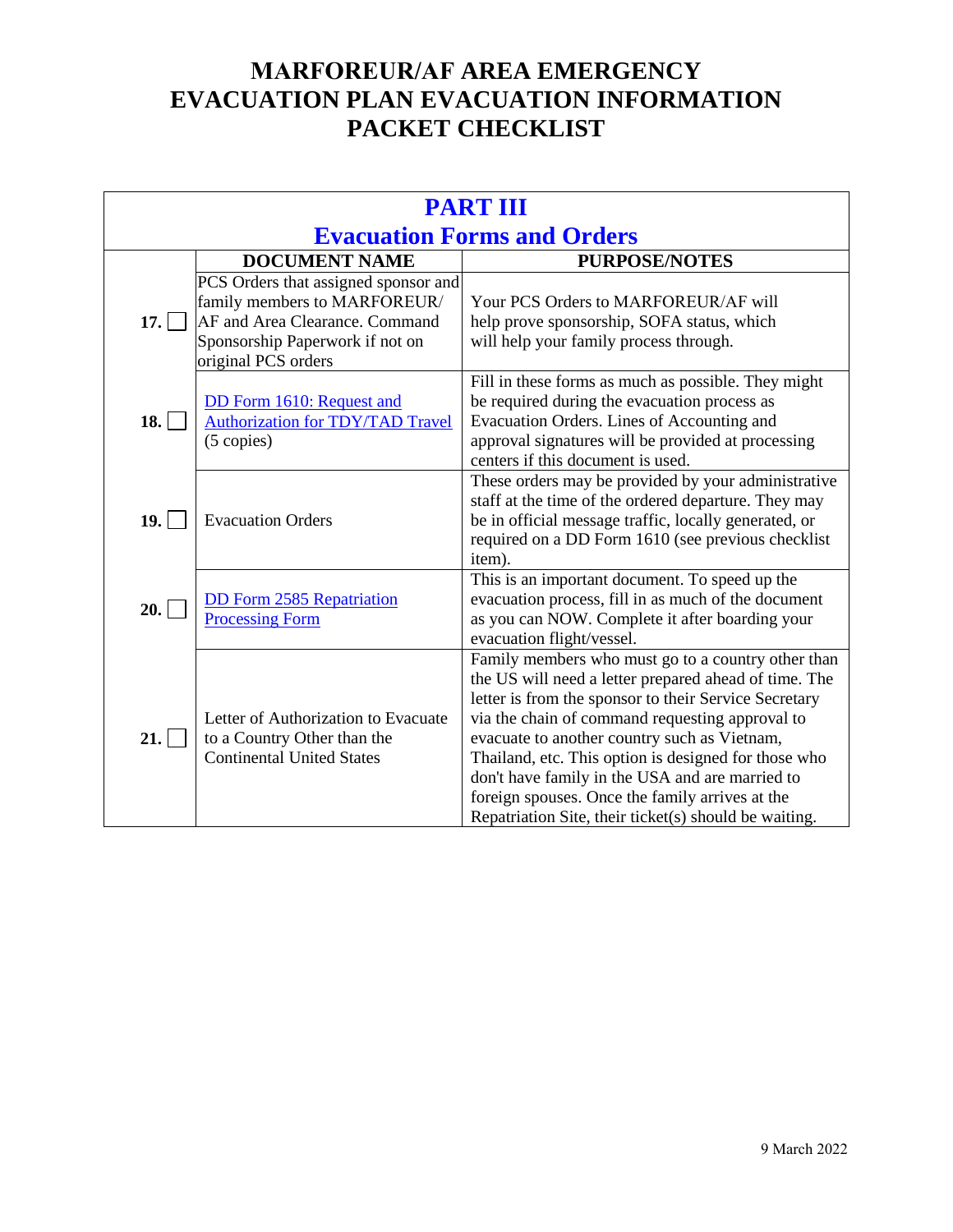# MARFOREUR/AF AREA EMERGENCY EVACUATION PLAN EVACUATION INFORMATION PACKET CHECKLIST

## PART III
## Evacuation Forms and Orders

| | DOCUMENT NAME | PURPOSE/NOTES |
|---|---|---|
| **17.** ☐ | PCS Orders that assigned sponsor and family members to MARFOREUR/AF and Area Clearance. Command Sponsorship Paperwork if not on original PCS orders | Your PCS Orders to MARFOREUR/AF will help prove sponsorship, SOFA status, which will help your family process through. |
| **18.** ☐ | DD Form 1610: Request and Authorization for TDY/TAD Travel (5 copies) | Fill in these forms as much as possible. They might be required during the evacuation process as Evacuation Orders. Lines of Accounting and approval signatures will be provided at processing centers if this document is used. |
| **19.** ☐ | Evacuation Orders | These orders may be provided by your administrative staff at the time of the ordered departure. They may be in official message traffic, locally generated, or required on a DD Form 1610 (see previous checklist item). |
| **20.** ☐ | DD Form 2585 Repatriation Processing Form | This is an important document. To speed up the evacuation process, fill in as much of the document as you can NOW. Complete it after boarding your evacuation flight/vessel. |
| **21.** ☐ | Letter of Authorization to Evacuate to a Country Other than the Continental United States | Family members who must go to a country other than the US will need a letter prepared ahead of time. The letter is from the sponsor to their Service Secretary via the chain of command requesting approval to evacuate to another country such as Vietnam, Thailand, etc. This option is designed for those who don't have family in the USA and are married to foreign spouses. Once the family arrives at the Repatriation Site, their ticket(s) should be waiting. |

9 March 2022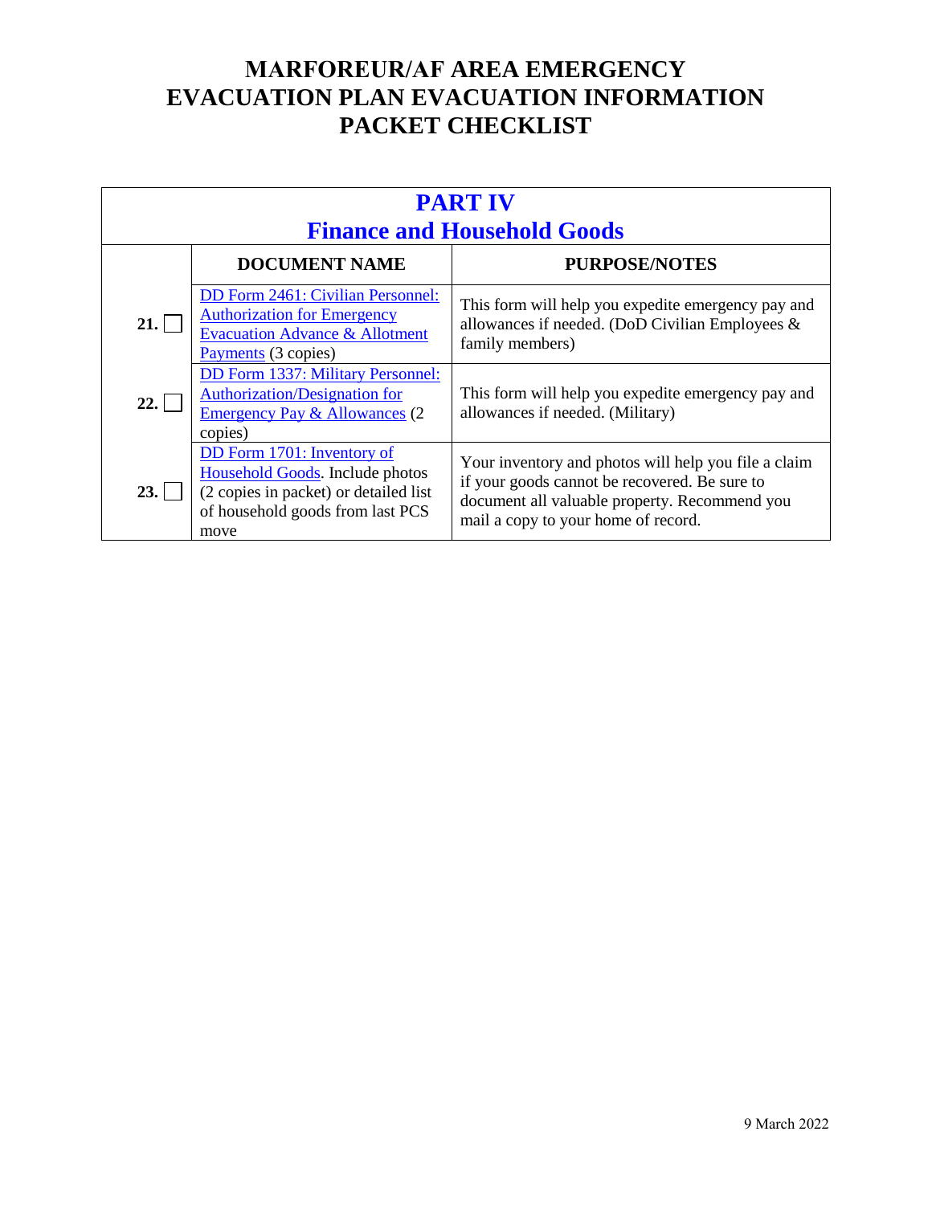# MARFOREUR/AF AREA EMERGENCY EVACUATION PLAN EVACUATION INFORMATION PACKET CHECKLIST

## PART IV
## Finance and Household Goods

| | DOCUMENT NAME | PURPOSE/NOTES |
|---|---|---|
| 21. ☐ | DD Form 2461: Civilian Personnel: Authorization for Emergency Evacuation Advance & Allotment Payments (3 copies) | This form will help you expedite emergency pay and allowances if needed. (DoD Civilian Employees & family members) |
| 22. ☐ | DD Form 1337: Military Personnel: Authorization/Designation for Emergency Pay & Allowances (2 copies) | This form will help you expedite emergency pay and allowances if needed. (Military) |
| 23. ☐ | DD Form 1701: Inventory of Household Goods. Include photos (2 copies in packet) or detailed list of household goods from last PCS move | Your inventory and photos will help you file a claim if your goods cannot be recovered. Be sure to document all valuable property. Recommend you mail a copy to your home of record. |

9 March 2022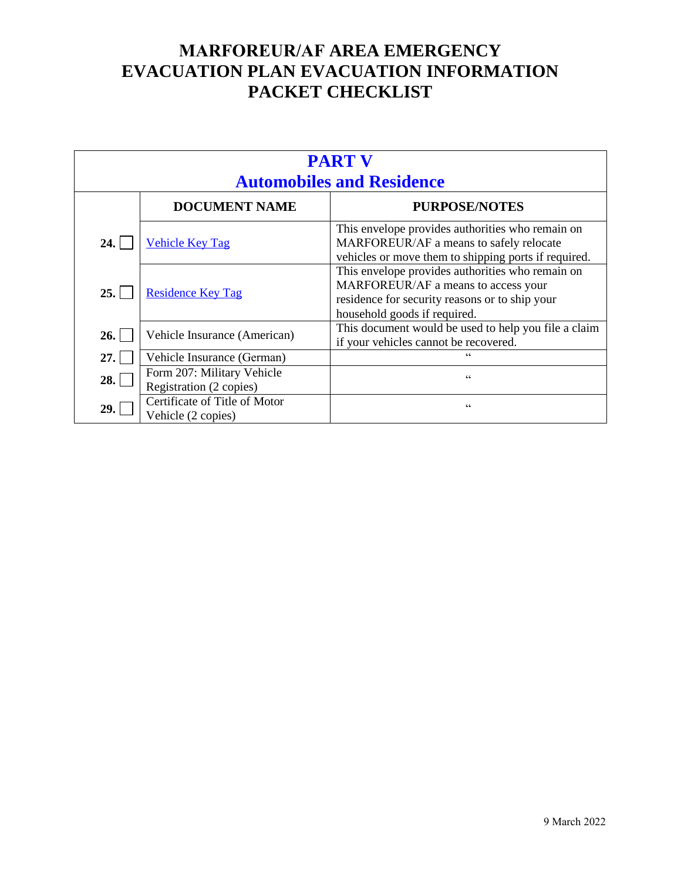# MARFOREUR/AF AREA EMERGENCY EVACUATION PLAN EVACUATION INFORMATION PACKET CHECKLIST

| PART V Automobiles and Residence | | |
|---|---|---|
| | **DOCUMENT NAME** | **PURPOSE/NOTES** |
| **24.** ☐ | Vehicle Key Tag | This envelope provides authorities who remain on MARFOREUR/AF a means to safely relocate vehicles or move them to shipping ports if required. |
| **25.** ☐ | Residence Key Tag | This envelope provides authorities who remain on MARFOREUR/AF a means to access your residence for security reasons or to ship your household goods if required. |
| **26.** ☐ | Vehicle Insurance (American) | This document would be used to help you file a claim if your vehicles cannot be recovered. |
| **27.** ☐ | Vehicle Insurance (German) | " |
| **28.** ☐ | Form 207: Military Vehicle Registration (2 copies) | " |
| **29.** ☐ | Certificate of Title of Motor Vehicle (2 copies) | " |

9 March 2022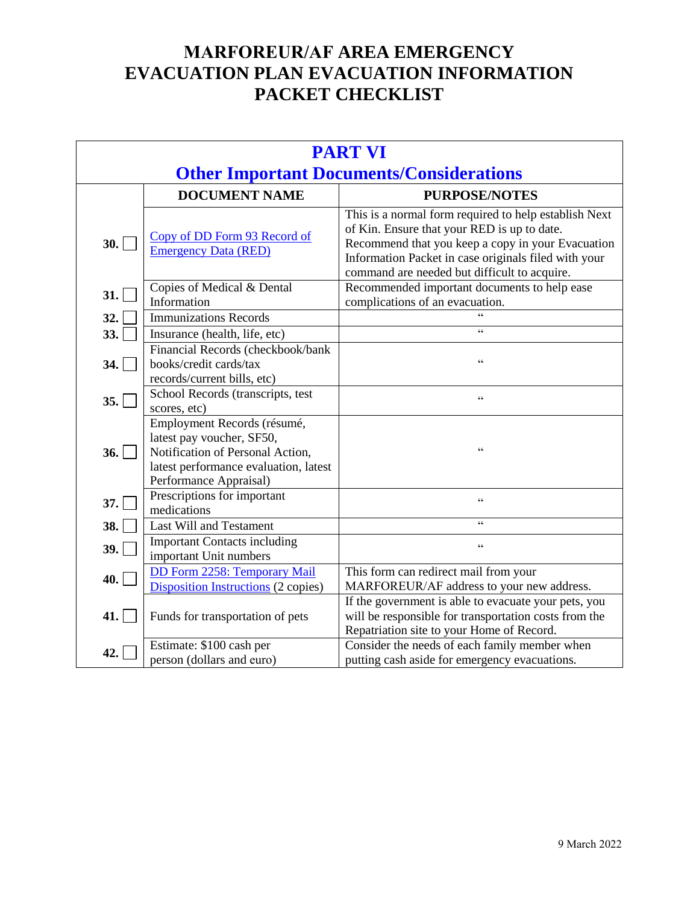# MARFOREUR/AF AREA EMERGENCY EVACUATION PLAN EVACUATION INFORMATION PACKET CHECKLIST

## PART VI
## Other Important Documents/Considerations

| | DOCUMENT NAME | PURPOSE/NOTES |
|---|---|---|
| 30. ☐ | Copy of DD Form 93 Record of Emergency Data (RED) | This is a normal form required to help establish Next of Kin. Ensure that your RED is up to date. Recommend that you keep a copy in your Evacuation Information Packet in case originals filed with your command are needed but difficult to acquire. |
| 31. ☐ | Copies of Medical & Dental Information | Recommended important documents to help ease complications of an evacuation. |
| 32. ☐ | Immunizations Records | " |
| 33. ☐ | Insurance (health, life, etc) | " |
| 34. ☐ | Financial Records (checkbook/bank books/credit cards/tax records/current bills, etc) | " |
| 35. ☐ | School Records (transcripts, test scores, etc) | " |
| 36. ☐ | Employment Records (résumé, latest pay voucher, SF50, Notification of Personal Action, latest performance evaluation, latest Performance Appraisal) | " |
| 37. ☐ | Prescriptions for important medications | " |
| 38. ☐ | Last Will and Testament | " |
| 39. ☐ | Important Contacts including important Unit numbers | " |
| 40. ☐ | DD Form 2258: Temporary Mail Disposition Instructions (2 copies) | This form can redirect mail from your MARFOREUR/AF address to your new address. |
| 41. ☐ | Funds for transportation of pets | If the government is able to evacuate your pets, you will be responsible for transportation costs from the Repatriation site to your Home of Record. |
| 42. ☐ | Estimate: $100 cash per person (dollars and euro) | Consider the needs of each family member when putting cash aside for emergency evacuations. |

9 March 2022